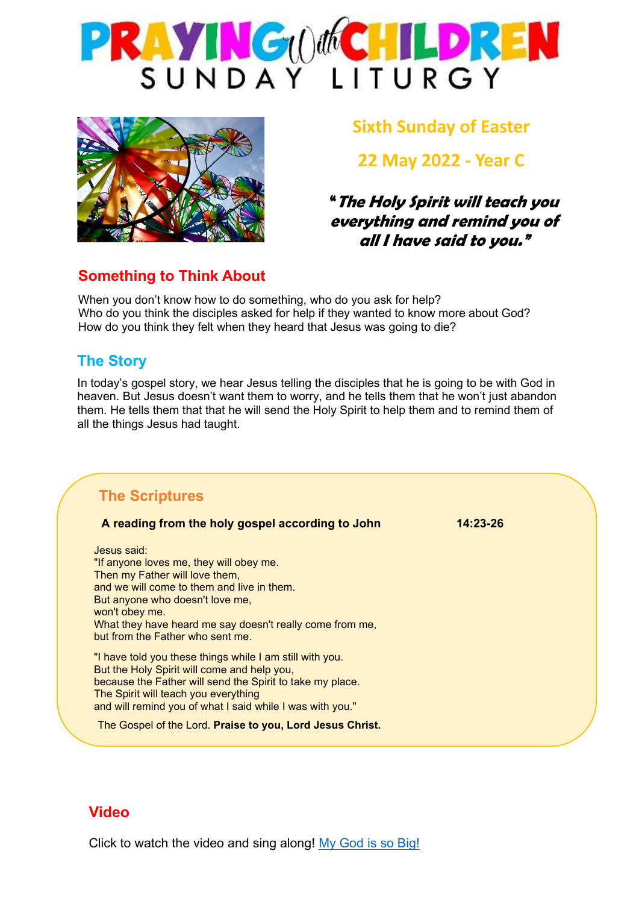# PRAYING with CHILDREN
## SUNDAY LITURGY

**Sixth Sunday of Easter**

**22 May 2022 - Year C**

***"The Holy Spirit will teach you everything and remind you of all I have said to you."***

## Something to Think About

When you don't know how to do something, who do you ask for help?
Who do you think the disciples asked for help if they wanted to know more about God?
How do you think they felt when they heard that Jesus was going to die?

## The Story

In today's gospel story, we hear Jesus telling the disciples that he is going to be with God in heaven. But Jesus doesn't want them to worry, and he tells them that he won't just abandon them. He tells them that that he will send the Holy Spirit to help them and to remind them of all the things Jesus had taught.

## The Scriptures

**A reading from the holy gospel according to John** **14:23-26**

Jesus said:
"If anyone loves me, they will obey me.
Then my Father will love them,
and we will come to them and live in them.
But anyone who doesn't love me,
won't obey me.
What they have heard me say doesn't really come from me,
but from the Father who sent me.

"I have told you these things while I am still with you.
But the Holy Spirit will come and help you,
because the Father will send the Spirit to take my place.
The Spirit will teach you everything
and will remind you of what I said while I was with you."

The Gospel of the Lord. **Praise to you, Lord Jesus Christ.**

## Video

Click to watch the video and sing along! [My God is so Big!]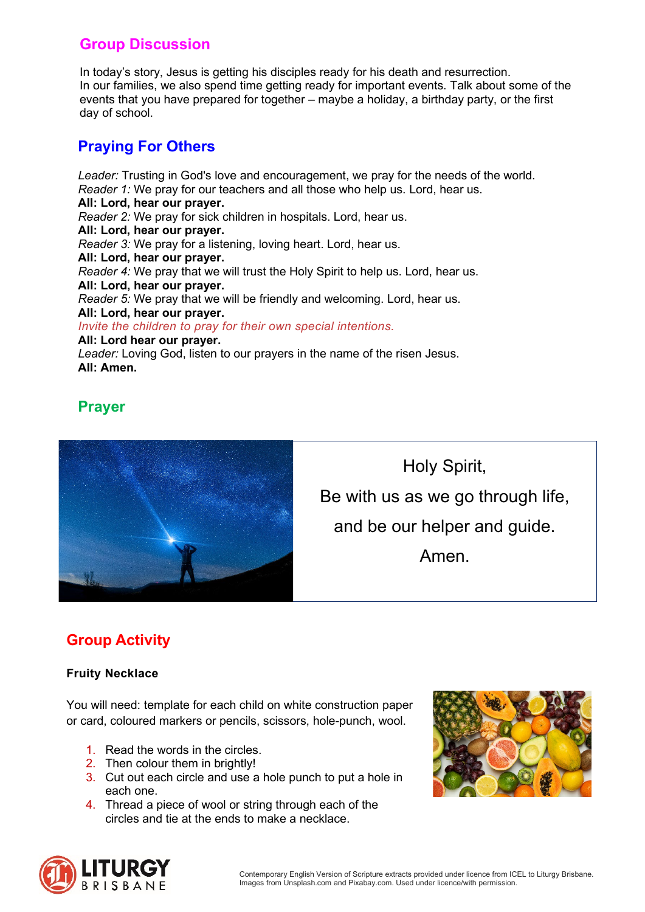## Group Discussion

In today's story, Jesus is getting his disciples ready for his death and resurrection.
In our families, we also spend time getting ready for important events. Talk about some of the events that you have prepared for together – maybe a holiday, a birthday party, or the first day of school.

## Praying For Others

*Leader:* Trusting in God's love and encouragement, we pray for the needs of the world.
*Reader 1:* We pray for our teachers and all those who help us. Lord, hear us.
**All: Lord, hear our prayer.**
*Reader 2:* We pray for sick children in hospitals. Lord, hear us.
**All: Lord, hear our prayer.**
*Reader 3:* We pray for a listening, loving heart. Lord, hear us.
**All: Lord, hear our prayer.**
*Reader 4:* We pray that we will trust the Holy Spirit to help us. Lord, hear us.
**All: Lord, hear our prayer.**
*Reader 5:* We pray that we will be friendly and welcoming. Lord, hear us.
**All: Lord, hear our prayer.**
*Invite the children to pray for their own special intentions.*
**All: Lord hear our prayer.**
*Leader:* Loving God, listen to our prayers in the name of the risen Jesus.
**All: Amen.**

## Prayer

Holy Spirit,

Be with us as we go through life,

and be our helper and guide.

Amen.

## Group Activity

**Fruity Necklace**

You will need: template for each child on white construction paper or card, coloured markers or pencils, scissors, hole-punch, wool.

1. Read the words in the circles.
2. Then colour them brightly!
3. Cut out each circle and use a hole punch to put a hole in each one.
4. Thread a piece of wool or string through each of the circles and tie at the ends to make a necklace.

Contemporary English Version of Scripture extracts provided under licence from ICEL to Liturgy Brisbane.
Images from Unsplash.com and Pixabay.com. Used under licence/with permission.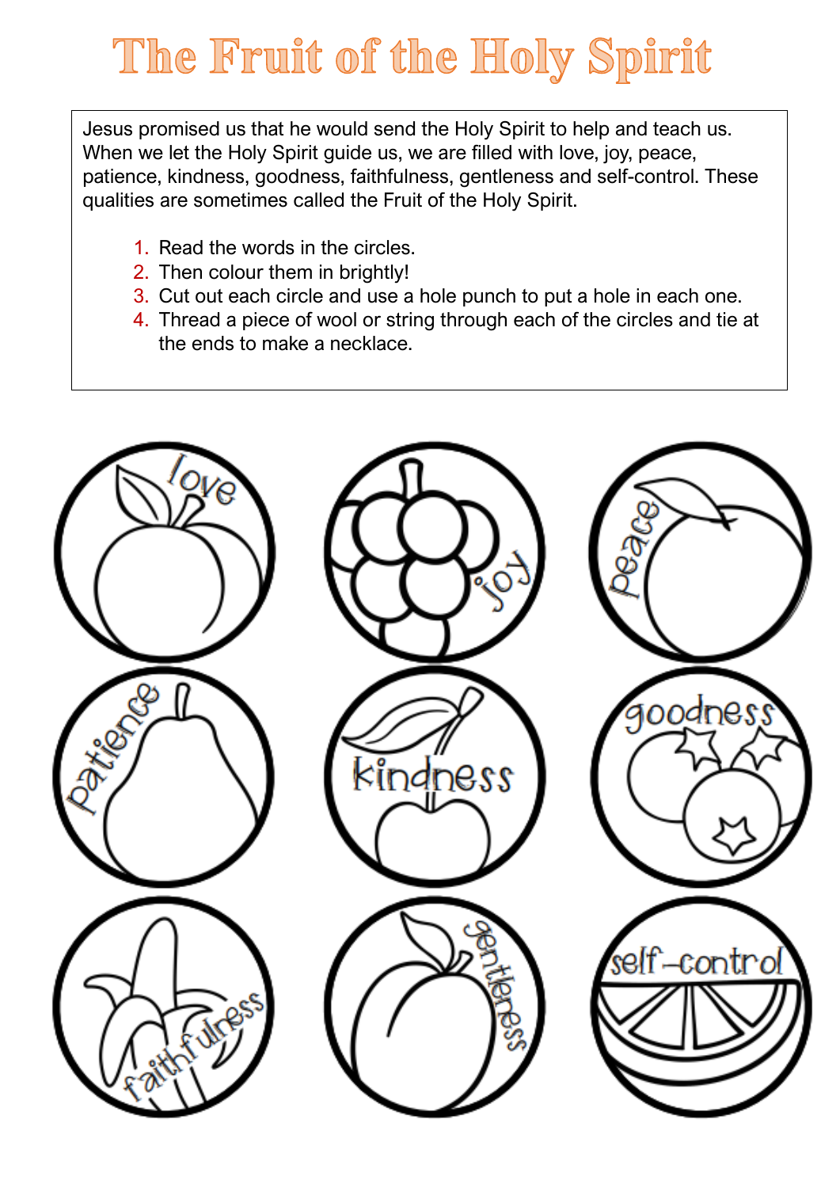# The Fruit of the Holy Spirit

Jesus promised us that he would send the Holy Spirit to help and teach us. When we let the Holy Spirit guide us, we are filled with love, joy, peace, patience, kindness, goodness, faithfulness, gentleness and self-control. These qualities are sometimes called the Fruit of the Holy Spirit.

1. Read the words in the circles.
2. Then colour them in brightly!
3. Cut out each circle and use a hole punch to put a hole in each one.
4. Thread a piece of wool or string through each of the circles and tie at the ends to make a necklace.

love

joy

peace

patience

kindness

goodness

faithfulness

gentleness

self-control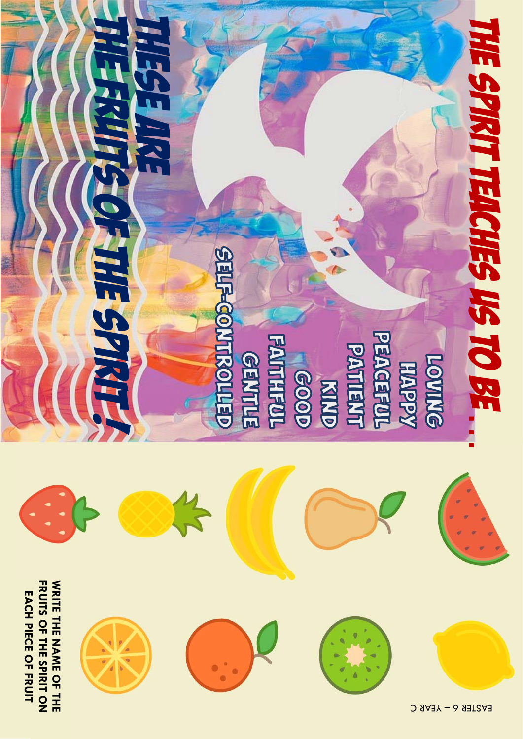# THE SPIRIT TEACHES US TO BE . . .

LOVING
HAPPY
PEACEFUL
PATIENT
KIND
GOOD
FAITHFUL
GENTLE
SELF-CONTROLLED

## THESE ARE THE FRUITS OF THE SPIRIT!

EASTER 6 – YEAR C

**WRITE THE NAME OF THE FRUITS OF THE SPIRIT ON EACH PIECE OF FRUIT**